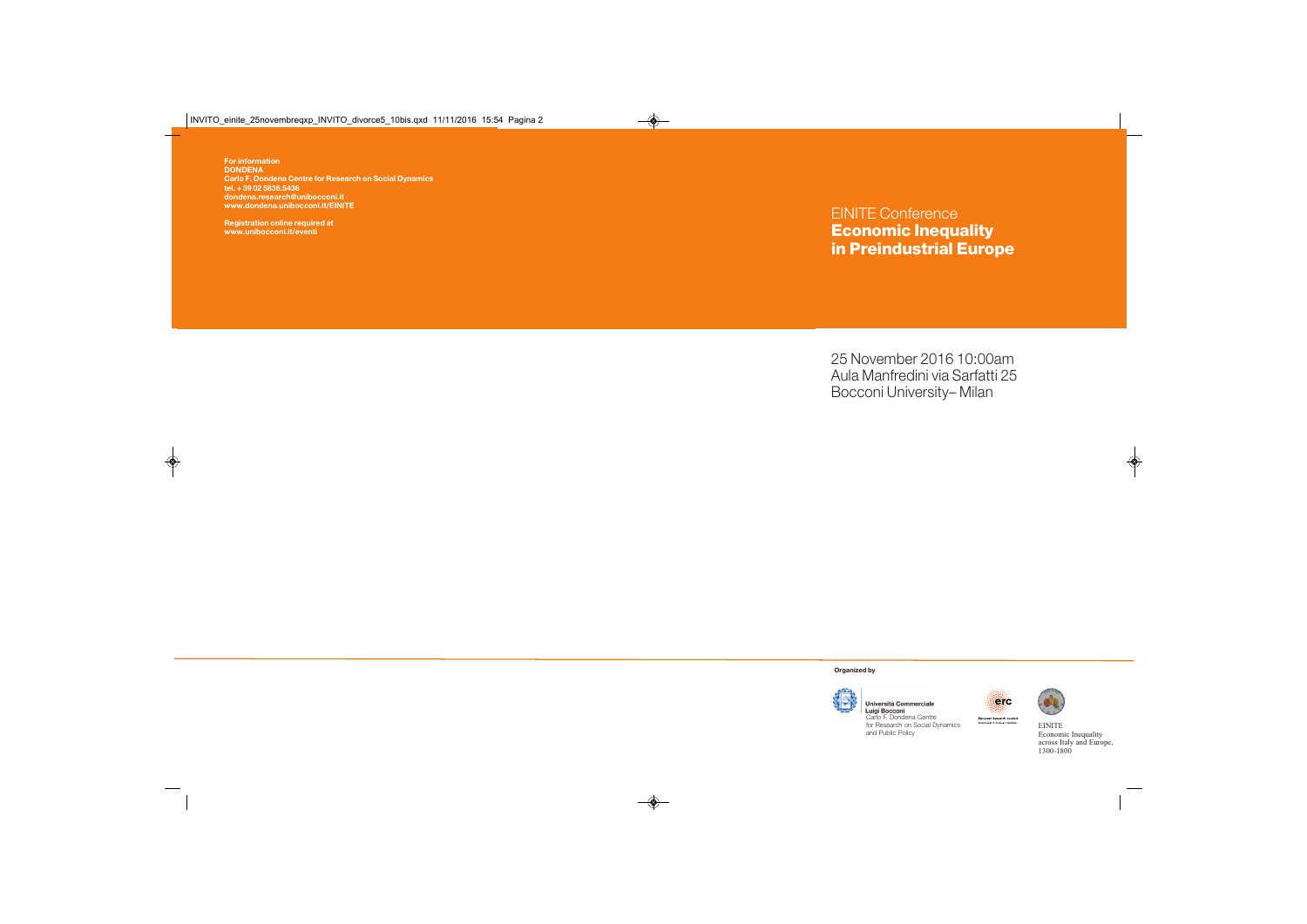**For information**
**DONDENA**
**Carlo F. Dondena Centre for Research on Social Dynamics**
**tel. + 39 02 5836.5436**
**dondena.research@unibocconi.it**
**www.dondena.unibocconi.it/EINITE**

**Registration online required at**
**www.unibocconi.it/eventi**

# EINITE Conference
# **Economic Inequality in Preindustrial Europe**

25 November 2016 10:00am
Aula Manfredini via Sarfatti 25
Bocconi University– Milan

**Organized by**

**Università Commerciale Luigi Bocconi**
Carlo F. Dondena Centre for Research on Social Dynamics and Public Policy

erc
European Research Council

EINITE
Economic Inequality across Italy and Europe, 1300-1800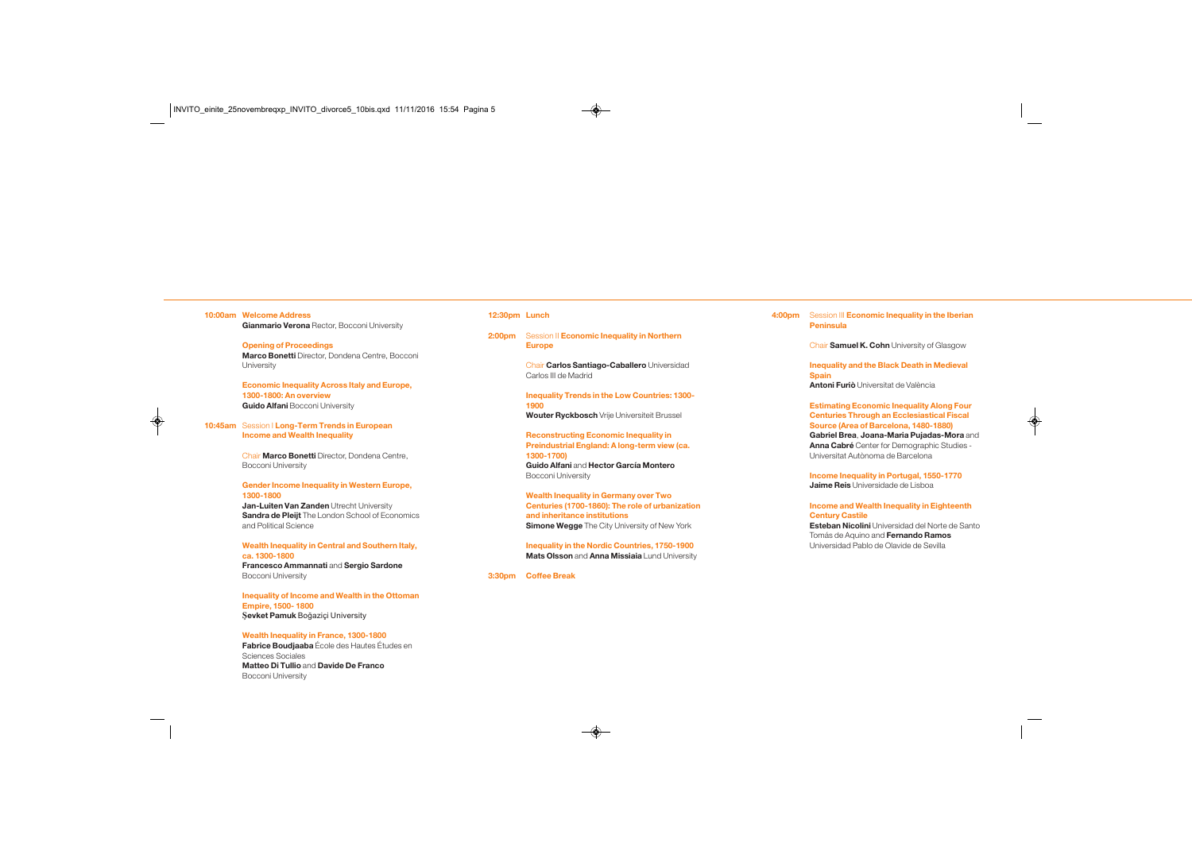**10:00am** **Welcome Address**
**Gianmario Verona** Rector, Bocconi University

**Opening of Proceedings**
**Marco Bonetti** Director, Dondena Centre, Bocconi University

**Economic Inequality Across Italy and Europe, 1300-1800: An overview**
**Guido Alfani** Bocconi University

**10:45am** Session I **Long-Term Trends in European Income and Wealth Inequality**

Chair **Marco Bonetti** Director, Dondena Centre, Bocconi University

**Gender Income Inequality in Western Europe, 1300-1800**
**Jan-Luiten Van Zanden** Utrecht University
**Sandra de Pleijt** The London School of Economics and Political Science

**Wealth Inequality in Central and Southern Italy, ca. 1300-1800**
**Francesco Ammannati** and **Sergio Sardone** Bocconi University

**Inequality of Income and Wealth in the Ottoman Empire, 1500- 1800**
**Şevket Pamuk** Boğaziçi University

**Wealth Inequality in France, 1300-1800**
**Fabrice Boudjaaba** École des Hautes Études en Sciences Sociales
**Matteo Di Tullio** and **Davide De Franco** Bocconi University

**12:30pm** **Lunch**

**2:00pm** Session II **Economic Inequality in Northern Europe**

Chair **Carlos Santiago-Caballero** Universidad Carlos III de Madrid

**Inequality Trends in the Low Countries: 1300-1900**
**Wouter Ryckbosch** Vrije Universiteit Brussel

**Reconstructing Economic Inequality in Preindustrial England: A long-term view (ca. 1300-1700)**
**Guido Alfani** and **Hector García Montero** Bocconi University

**Wealth Inequality in Germany over Two Centuries (1700-1860): The role of urbanization and inheritance institutions**
**Simone Wegge** The City University of New York

**Inequality in the Nordic Countries, 1750-1900**
**Mats Olsson** and **Anna Missiaia** Lund University

**3:30pm** **Coffee Break**

**4:00pm** Session III **Economic Inequality in the Iberian Peninsula**

Chair **Samuel K. Cohn** University of Glasgow

**Inequality and the Black Death in Medieval Spain**
**Antoni Furiò** Universitat de València

**Estimating Economic Inequality Along Four Centuries Through an Ecclesiastical Fiscal Source (Area of Barcelona, 1480-1880)**
**Gabriel Brea**, **Joana-Maria Pujadas-Mora** and **Anna Cabré** Center for Demographic Studies - Universitat Autònoma de Barcelona

**Income Inequality in Portugal, 1550-1770**
**Jaime Reis** Universidade de Lisboa

**Income and Wealth Inequality in Eighteenth Century Castile**
**Esteban Nicolini** Universidad del Norte de Santo Tomás de Aquino and **Fernando Ramos** Universidad Pablo de Olavide de Sevilla